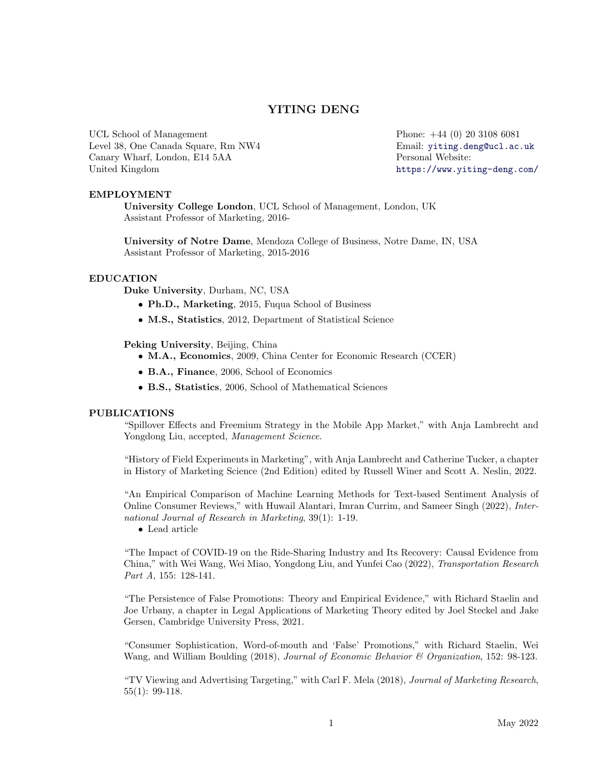# YITING DENG

UCL School of Management
Level 38, One Canada Square, Rm NW4
Canary Wharf, London, E14 5AA
United Kingdom

Phone: +44 (0) 20 3108 6081
Email: yiting.deng@ucl.ac.uk
Personal Website:
https://www.yiting-deng.com/

## EMPLOYMENT

**University College London**, UCL School of Management, London, UK
Assistant Professor of Marketing, 2016-

**University of Notre Dame**, Mendoza College of Business, Notre Dame, IN, USA
Assistant Professor of Marketing, 2015-2016

## EDUCATION

**Duke University**, Durham, NC, USA

- **Ph.D., Marketing**, 2015, Fuqua School of Business
- **M.S., Statistics**, 2012, Department of Statistical Science

**Peking University**, Beijing, China

- **M.A., Economics**, 2009, China Center for Economic Research (CCER)
- **B.A., Finance**, 2006, School of Economics
- **B.S., Statistics**, 2006, School of Mathematical Sciences

## PUBLICATIONS

"Spillover Effects and Freemium Strategy in the Mobile App Market," with Anja Lambrecht and Yongdong Liu, accepted, *Management Science*.

"History of Field Experiments in Marketing", with Anja Lambrecht and Catherine Tucker, a chapter in History of Marketing Science (2nd Edition) edited by Russell Winer and Scott A. Neslin, 2022.

"An Empirical Comparison of Machine Learning Methods for Text-based Sentiment Analysis of Online Consumer Reviews," with Huwail Alantari, Imran Currim, and Sameer Singh (2022), *International Journal of Research in Marketing*, 39(1): 1-19.

- Lead article

"The Impact of COVID-19 on the Ride-Sharing Industry and Its Recovery: Causal Evidence from China," with Wei Wang, Wei Miao, Yongdong Liu, and Yunfei Cao (2022), *Transportation Research Part A*, 155: 128-141.

"The Persistence of False Promotions: Theory and Empirical Evidence," with Richard Staelin and Joe Urbany, a chapter in Legal Applications of Marketing Theory edited by Joel Steckel and Jake Gersen, Cambridge University Press, 2021.

"Consumer Sophistication, Word-of-mouth and 'False' Promotions," with Richard Staelin, Wei Wang, and William Boulding (2018), *Journal of Economic Behavior & Organization*, 152: 98-123.

"TV Viewing and Advertising Targeting," with Carl F. Mela (2018), *Journal of Marketing Research*, 55(1): 99-118.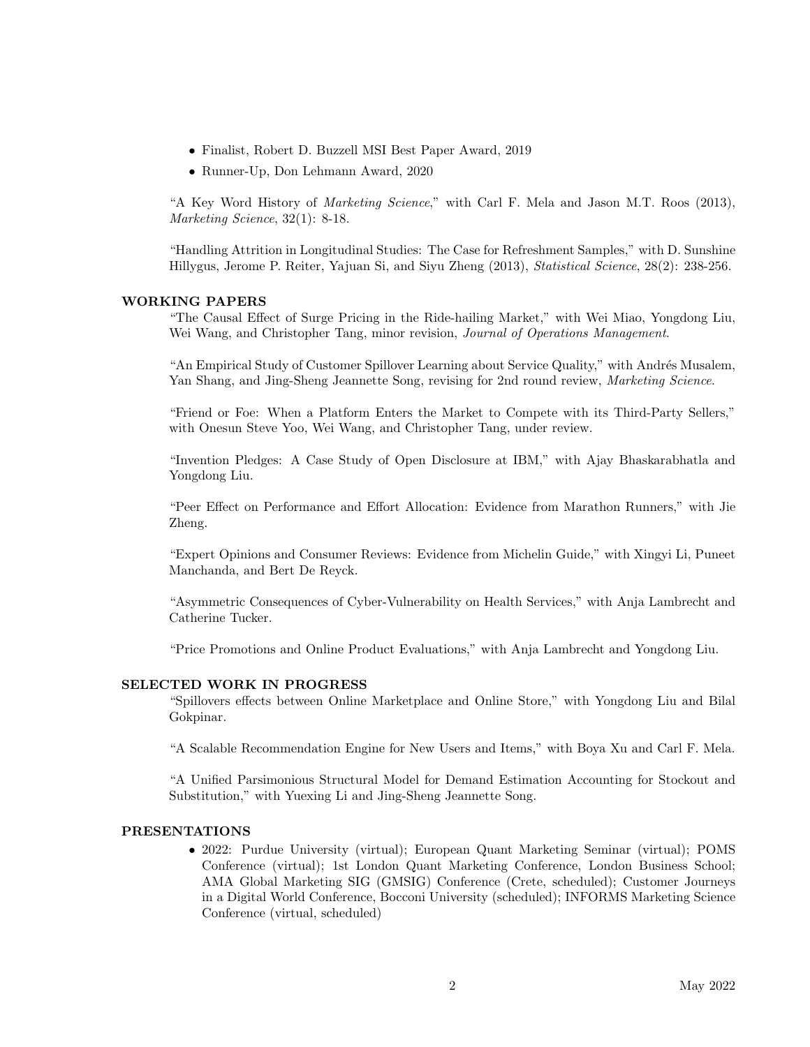- Finalist, Robert D. Buzzell MSI Best Paper Award, 2019
- Runner-Up, Don Lehmann Award, 2020

"A Key Word History of *Marketing Science*," with Carl F. Mela and Jason M.T. Roos (2013), *Marketing Science*, 32(1): 8-18.

"Handling Attrition in Longitudinal Studies: The Case for Refreshment Samples," with D. Sunshine Hillygus, Jerome P. Reiter, Yajuan Si, and Siyu Zheng (2013), *Statistical Science*, 28(2): 238-256.

## WORKING PAPERS

"The Causal Effect of Surge Pricing in the Ride-hailing Market," with Wei Miao, Yongdong Liu, Wei Wang, and Christopher Tang, minor revision, *Journal of Operations Management*.

"An Empirical Study of Customer Spillover Learning about Service Quality," with Andrés Musalem, Yan Shang, and Jing-Sheng Jeannette Song, revising for 2nd round review, *Marketing Science*.

"Friend or Foe: When a Platform Enters the Market to Compete with its Third-Party Sellers," with Onesun Steve Yoo, Wei Wang, and Christopher Tang, under review.

"Invention Pledges: A Case Study of Open Disclosure at IBM," with Ajay Bhaskarabhatla and Yongdong Liu.

"Peer Effect on Performance and Effort Allocation: Evidence from Marathon Runners," with Jie Zheng.

"Expert Opinions and Consumer Reviews: Evidence from Michelin Guide," with Xingyi Li, Puneet Manchanda, and Bert De Reyck.

"Asymmetric Consequences of Cyber-Vulnerability on Health Services," with Anja Lambrecht and Catherine Tucker.

"Price Promotions and Online Product Evaluations," with Anja Lambrecht and Yongdong Liu.

## SELECTED WORK IN PROGRESS

"Spillovers effects between Online Marketplace and Online Store," with Yongdong Liu and Bilal Gokpinar.

"A Scalable Recommendation Engine for New Users and Items," with Boya Xu and Carl F. Mela.

"A Unified Parsimonious Structural Model for Demand Estimation Accounting for Stockout and Substitution," with Yuexing Li and Jing-Sheng Jeannette Song.

## PRESENTATIONS

- 2022: Purdue University (virtual); European Quant Marketing Seminar (virtual); POMS Conference (virtual); 1st London Quant Marketing Conference, London Business School; AMA Global Marketing SIG (GMSIG) Conference (Crete, scheduled); Customer Journeys in a Digital World Conference, Bocconi University (scheduled); INFORMS Marketing Science Conference (virtual, scheduled)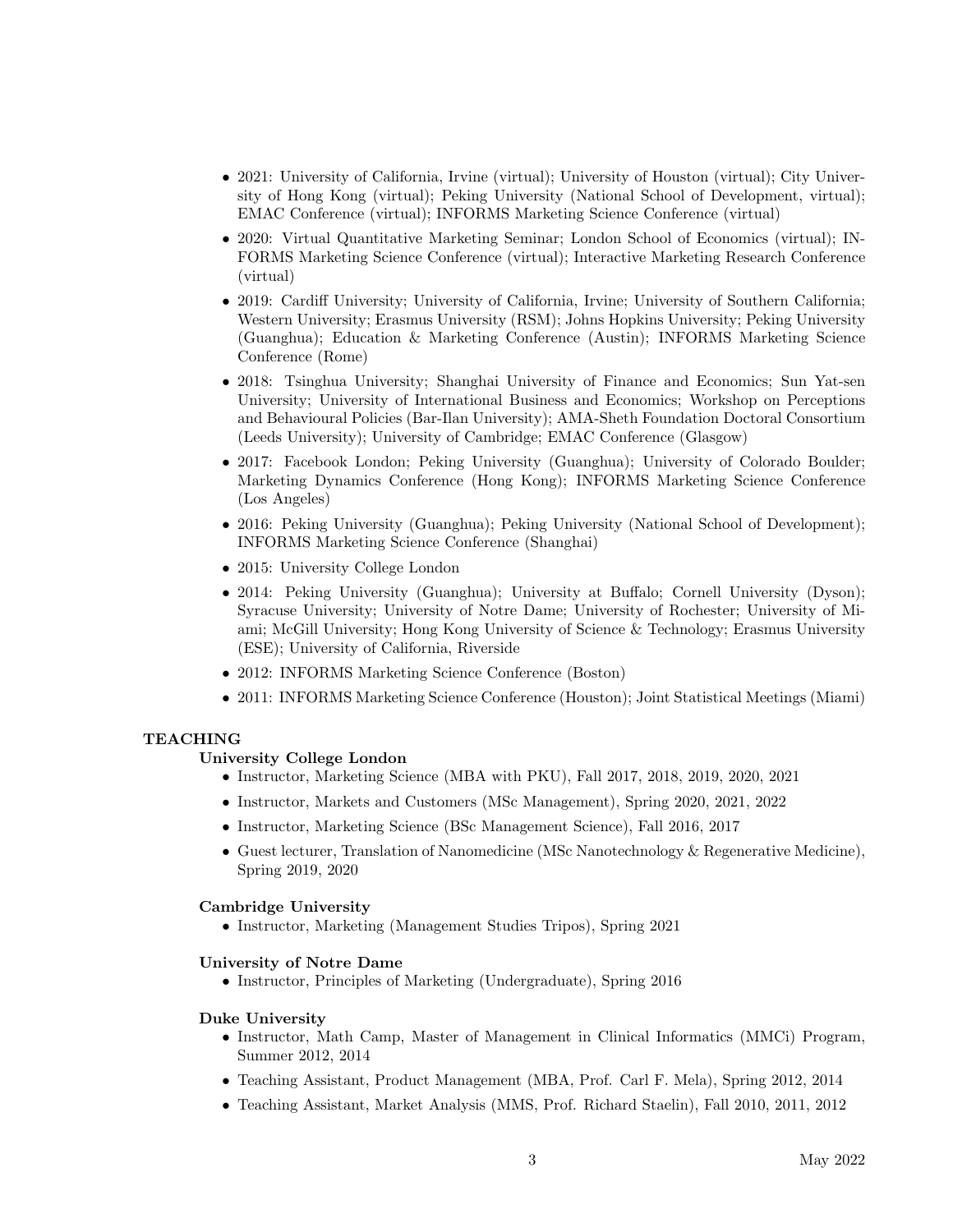- 2021: University of California, Irvine (virtual); University of Houston (virtual); City University of Hong Kong (virtual); Peking University (National School of Development, virtual); EMAC Conference (virtual); INFORMS Marketing Science Conference (virtual)
- 2020: Virtual Quantitative Marketing Seminar; London School of Economics (virtual); INFORMS Marketing Science Conference (virtual); Interactive Marketing Research Conference (virtual)
- 2019: Cardiff University; University of California, Irvine; University of Southern California; Western University; Erasmus University (RSM); Johns Hopkins University; Peking University (Guanghua); Education & Marketing Conference (Austin); INFORMS Marketing Science Conference (Rome)
- 2018: Tsinghua University; Shanghai University of Finance and Economics; Sun Yat-sen University; University of International Business and Economics; Workshop on Perceptions and Behavioural Policies (Bar-Ilan University); AMA-Sheth Foundation Doctoral Consortium (Leeds University); University of Cambridge; EMAC Conference (Glasgow)
- 2017: Facebook London; Peking University (Guanghua); University of Colorado Boulder; Marketing Dynamics Conference (Hong Kong); INFORMS Marketing Science Conference (Los Angeles)
- 2016: Peking University (Guanghua); Peking University (National School of Development); INFORMS Marketing Science Conference (Shanghai)
- 2015: University College London
- 2014: Peking University (Guanghua); University at Buffalo; Cornell University (Dyson); Syracuse University; University of Notre Dame; University of Rochester; University of Miami; McGill University; Hong Kong University of Science & Technology; Erasmus University (ESE); University of California, Riverside
- 2012: INFORMS Marketing Science Conference (Boston)
- 2011: INFORMS Marketing Science Conference (Houston); Joint Statistical Meetings (Miami)

## TEACHING

### University College London

- Instructor, Marketing Science (MBA with PKU), Fall 2017, 2018, 2019, 2020, 2021
- Instructor, Markets and Customers (MSc Management), Spring 2020, 2021, 2022
- Instructor, Marketing Science (BSc Management Science), Fall 2016, 2017
- Guest lecturer, Translation of Nanomedicine (MSc Nanotechnology & Regenerative Medicine), Spring 2019, 2020

### Cambridge University

- Instructor, Marketing (Management Studies Tripos), Spring 2021

### University of Notre Dame

- Instructor, Principles of Marketing (Undergraduate), Spring 2016

### Duke University

- Instructor, Math Camp, Master of Management in Clinical Informatics (MMCi) Program, Summer 2012, 2014
- Teaching Assistant, Product Management (MBA, Prof. Carl F. Mela), Spring 2012, 2014
- Teaching Assistant, Market Analysis (MMS, Prof. Richard Staelin), Fall 2010, 2011, 2012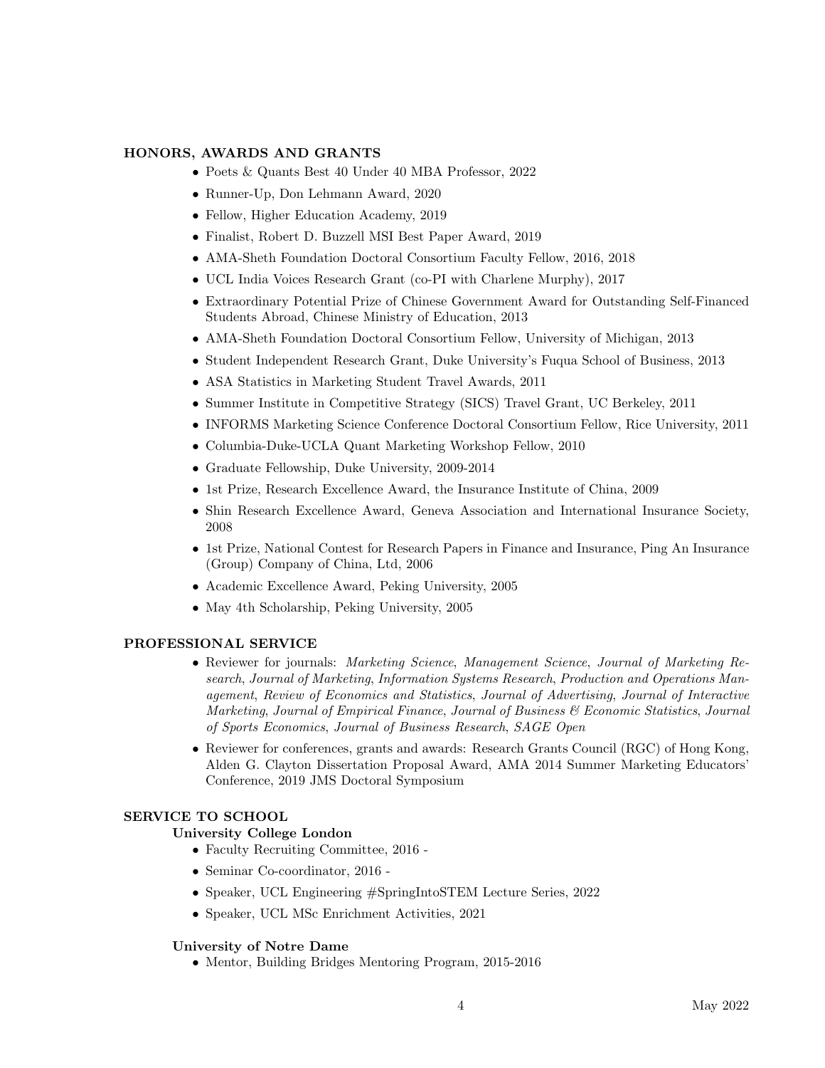## HONORS, AWARDS AND GRANTS

- Poets & Quants Best 40 Under 40 MBA Professor, 2022
- Runner-Up, Don Lehmann Award, 2020
- Fellow, Higher Education Academy, 2019
- Finalist, Robert D. Buzzell MSI Best Paper Award, 2019
- AMA-Sheth Foundation Doctoral Consortium Faculty Fellow, 2016, 2018
- UCL India Voices Research Grant (co-PI with Charlene Murphy), 2017
- Extraordinary Potential Prize of Chinese Government Award for Outstanding Self-Financed Students Abroad, Chinese Ministry of Education, 2013
- AMA-Sheth Foundation Doctoral Consortium Fellow, University of Michigan, 2013
- Student Independent Research Grant, Duke University's Fuqua School of Business, 2013
- ASA Statistics in Marketing Student Travel Awards, 2011
- Summer Institute in Competitive Strategy (SICS) Travel Grant, UC Berkeley, 2011
- INFORMS Marketing Science Conference Doctoral Consortium Fellow, Rice University, 2011
- Columbia-Duke-UCLA Quant Marketing Workshop Fellow, 2010
- Graduate Fellowship, Duke University, 2009-2014
- 1st Prize, Research Excellence Award, the Insurance Institute of China, 2009
- Shin Research Excellence Award, Geneva Association and International Insurance Society, 2008
- 1st Prize, National Contest for Research Papers in Finance and Insurance, Ping An Insurance (Group) Company of China, Ltd, 2006
- Academic Excellence Award, Peking University, 2005
- May 4th Scholarship, Peking University, 2005

## PROFESSIONAL SERVICE

- Reviewer for journals: *Marketing Science*, *Management Science*, *Journal of Marketing Research*, *Journal of Marketing*, *Information Systems Research*, *Production and Operations Management*, *Review of Economics and Statistics*, *Journal of Advertising*, *Journal of Interactive Marketing*, *Journal of Empirical Finance*, *Journal of Business & Economic Statistics*, *Journal of Sports Economics*, *Journal of Business Research*, *SAGE Open*
- Reviewer for conferences, grants and awards: Research Grants Council (RGC) of Hong Kong, Alden G. Clayton Dissertation Proposal Award, AMA 2014 Summer Marketing Educators' Conference, 2019 JMS Doctoral Symposium

## SERVICE TO SCHOOL

### University College London

- Faculty Recruiting Committee, 2016 -
- Seminar Co-coordinator, 2016 -
- Speaker, UCL Engineering #SpringIntoSTEM Lecture Series, 2022
- Speaker, UCL MSc Enrichment Activities, 2021

### University of Notre Dame

- Mentor, Building Bridges Mentoring Program, 2015-2016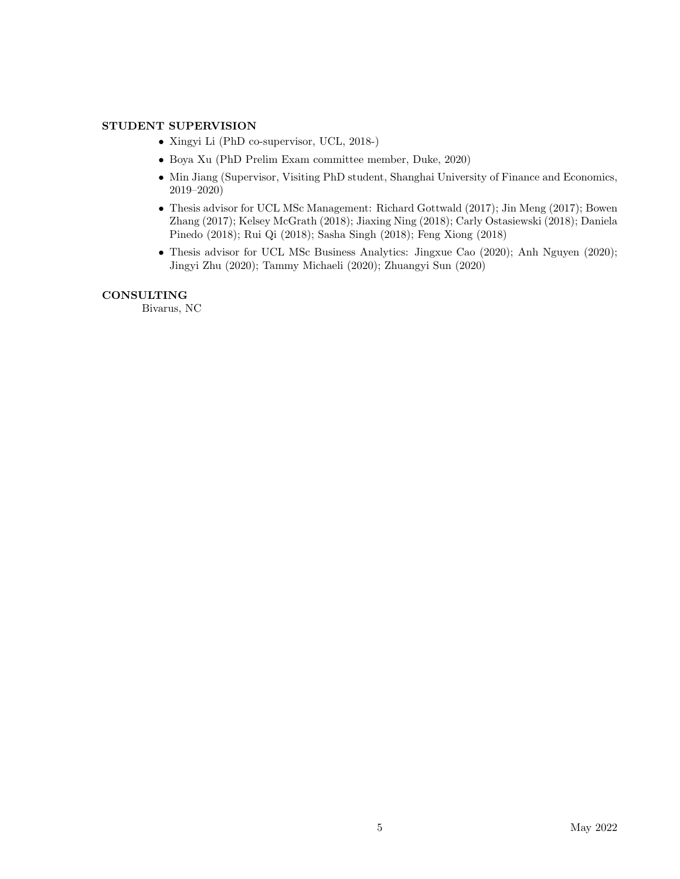## STUDENT SUPERVISION

- Xingyi Li (PhD co-supervisor, UCL, 2018-)
- Boya Xu (PhD Prelim Exam committee member, Duke, 2020)
- Min Jiang (Supervisor, Visiting PhD student, Shanghai University of Finance and Economics, 2019–2020)
- Thesis advisor for UCL MSc Management: Richard Gottwald (2017); Jin Meng (2017); Bowen Zhang (2017); Kelsey McGrath (2018); Jiaxing Ning (2018); Carly Ostasiewski (2018); Daniela Pinedo (2018); Rui Qi (2018); Sasha Singh (2018); Feng Xiong (2018)
- Thesis advisor for UCL MSc Business Analytics: Jingxue Cao (2020); Anh Nguyen (2020); Jingyi Zhu (2020); Tammy Michaeli (2020); Zhuangyi Sun (2020)

## CONSULTING

Bivarus, NC